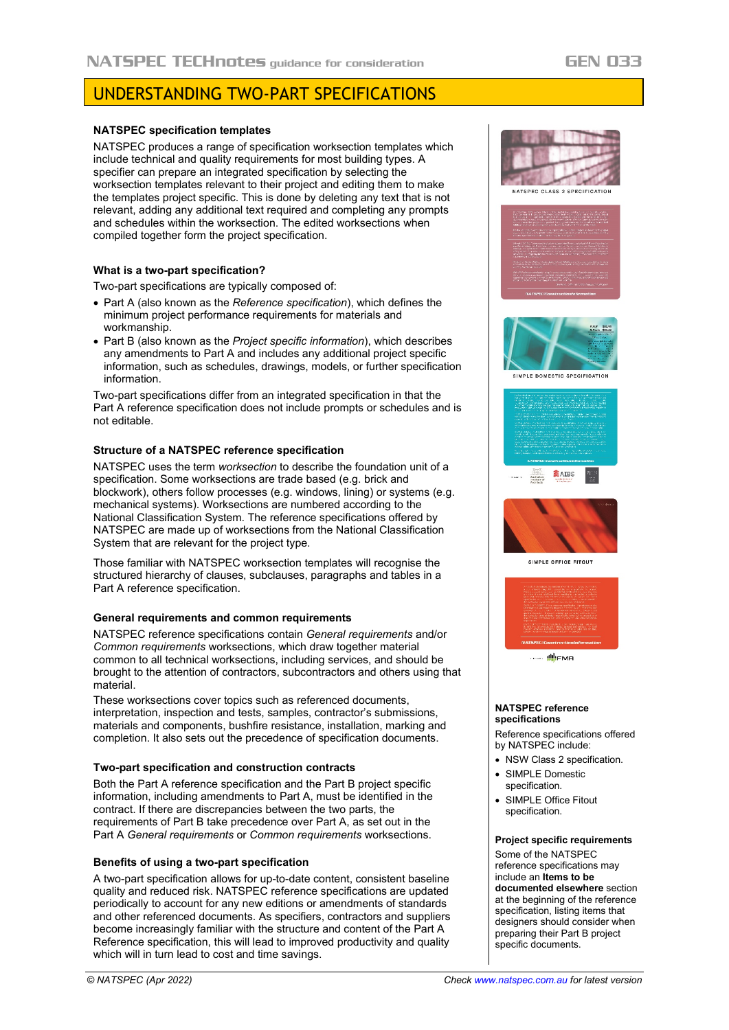# UNDERSTANDING TWO-PART SPECIFICATIONS

### NATSPEC specification templates

NATSPEC produces a range of specification worksection templates which include technical and quality requirements for most building types. A specifier can prepare an integrated specification by selecting the worksection templates relevant to their project and editing them to make the templates project specific. This is done by deleting any text that is not relevant, adding any additional text required and completing any prompts and schedules within the worksection. The edited worksections when compiled together form the project specification.

### What is a two-part specification?

Two-part specifications are typically composed of:

- Part A (also known as the *Reference specification*), which defines the minimum project performance requirements for materials and workmanship.
- Part B (also known as the *Project specific information*), which describes any amendments to Part A and includes any additional project specific information, such as schedules, drawings, models, or further specification information.

Two-part specifications differ from an integrated specification in that the Part A reference specification does not include prompts or schedules and is not editable.

### Structure of a NATSPEC reference specification

NATSPEC uses the term *worksection* to describe the foundation unit of a specification. Some worksections are trade based (e.g. brick and blockwork), others follow processes (e.g. windows, lining) or systems (e.g. mechanical systems). Worksections are numbered according to the National Classification System. The reference specifications offered by NATSPEC are made up of worksections from the National Classification System that are relevant for the project type.

Those familiar with NATSPEC worksection templates will recognise the structured hierarchy of clauses, subclauses, paragraphs and tables in a Part A reference specification.

### General requirements and common requirements

NATSPEC reference specifications contain *General requirements* and/or *Common requirements* worksections, which draw together material common to all technical worksections, including services, and should be brought to the attention of contractors, subcontractors and others using that material.

These worksections cover topics such as referenced documents, interpretation, inspection and tests, samples, contractor's submissions, materials and components, bushfire resistance, installation, marking and completion. It also sets out the precedence of specification documents.

### Two-part specification and construction contracts

Both the Part A reference specification and the Part B project specific information, including amendments to Part A, must be identified in the contract. If there are discrepancies between the two parts, the requirements of Part B take precedence over Part A, as set out in the Part A *General requirements* or *Common requirements* worksections.

### Benefits of using a two-part specification

A two-part specification allows for up-to-date content, consistent baseline quality and reduced risk. NATSPEC reference specifications are updated periodically to account for any new editions or amendments of standards and other referenced documents. As specifiers, contractors and suppliers become increasingly familiar with the structure and content of the Part A Reference specification, this will lead to improved productivity and quality which will in turn lead to cost and time savings.

NATSPEC CLASS 2 SPECIFICATION

SIMPLE DOMESTIC SPECIFICATION

SIMPLE OFFICE FITOUT

### NATSPEC reference specifications

Reference specifications offered by NATSPEC include:

- NSW Class 2 specification.
- SIMPLE Domestic specification.
- SIMPLE Office Fitout specification.

### Project specific requirements

Some of the NATSPEC reference specifications may include an **Items to be documented elsewhere** section at the beginning of the reference specification, listing items that designers should consider when preparing their Part B project specific documents.

© NATSPEC (Apr 2022) Check www.natspec.com.au for latest version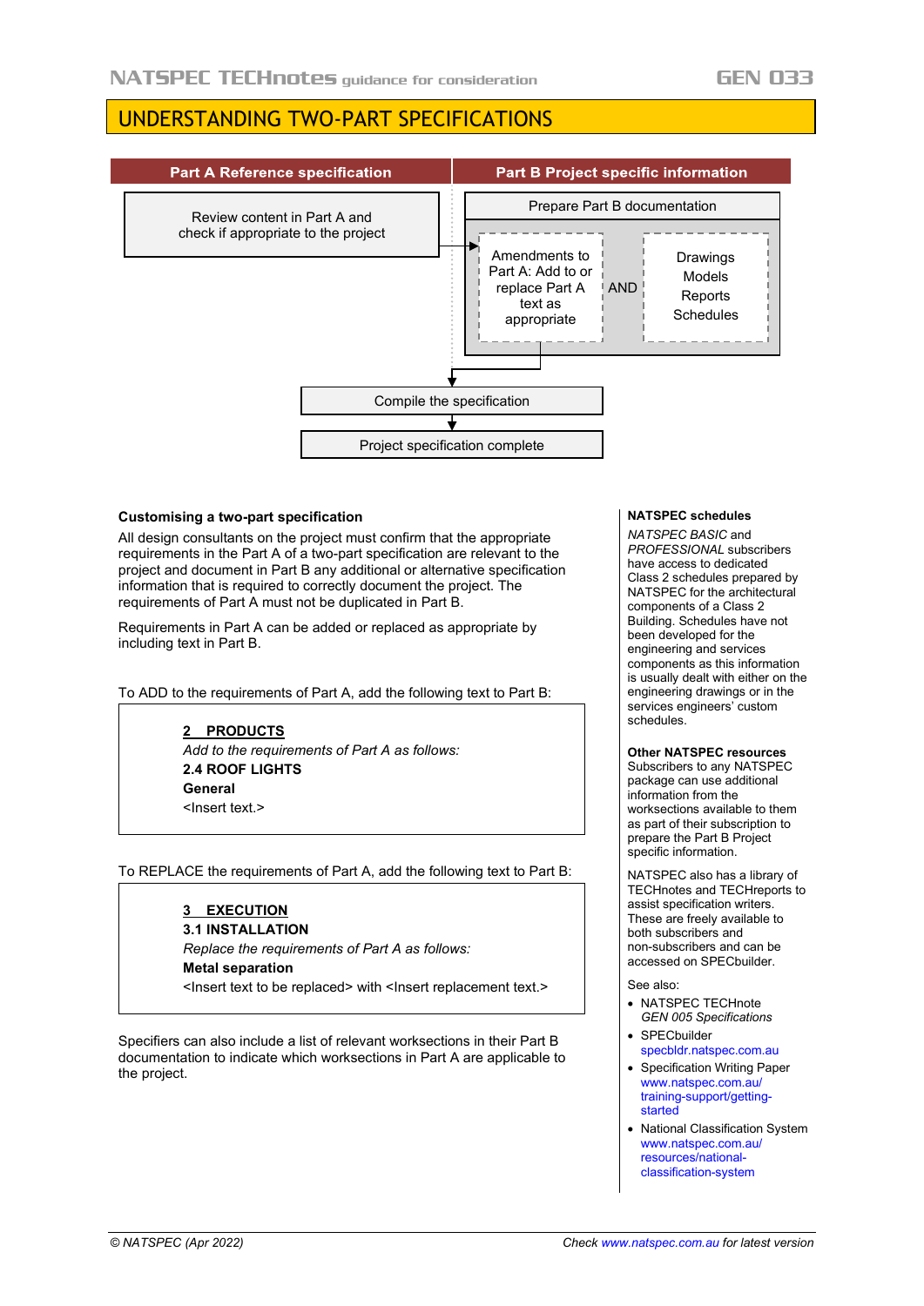# UNDERSTANDING TWO-PART SPECIFICATIONS

**Part A Reference specification**

Review content in Part A and check if appropriate to the project

**Part B Project specific information**

Prepare Part B documentation

Amendments to Part A: Add to or replace Part A text as appropriate

AND

Drawings
Models
Reports
Schedules

Compile the specification

Project specification complete

### Customising a two-part specification

All design consultants on the project must confirm that the appropriate requirements in the Part A of a two-part specification are relevant to the project and document in Part B any additional or alternative specification information that is required to correctly document the project. The requirements of Part A must not be duplicated in Part B.

Requirements in Part A can be added or replaced as appropriate by including text in Part B.

To ADD to the requirements of Part A, add the following text to Part B:

> **2 PRODUCTS**
> *Add to the requirements of Part A as follows:*
> **2.4 ROOF LIGHTS**
> **General**
> <Insert text.>

To REPLACE the requirements of Part A, add the following text to Part B:

> **3 EXECUTION**
> **3.1 INSTALLATION**
> *Replace the requirements of Part A as follows:*
> **Metal separation**
> <Insert text to be replaced> with <Insert replacement text.>

Specifiers can also include a list of relevant worksections in their Part B documentation to indicate which worksections in Part A are applicable to the project.

### NATSPEC schedules

*NATSPEC BASIC* and *PROFESSIONAL* subscribers have access to dedicated Class 2 schedules prepared by NATSPEC for the architectural components of a Class 2 Building. Schedules have not been developed for the engineering and services components as this information is usually dealt with either on the engineering drawings or in the services engineers' custom schedules.

### Other NATSPEC resources

Subscribers to any NATSPEC package can use additional information from the worksections available to them as part of their subscription to prepare the Part B Project specific information.

NATSPEC also has a library of TECHnotes and TECHreports to assist specification writers. These are freely available to both subscribers and non-subscribers and can be accessed on SPECbuilder.

See also:

- NATSPEC TECHnote *GEN 005 Specifications*
- SPECbuilder specbldr.natspec.com.au
- Specification Writing Paper www.natspec.com.au/training-support/getting-started
- National Classification System www.natspec.com.au/resources/national-classification-system